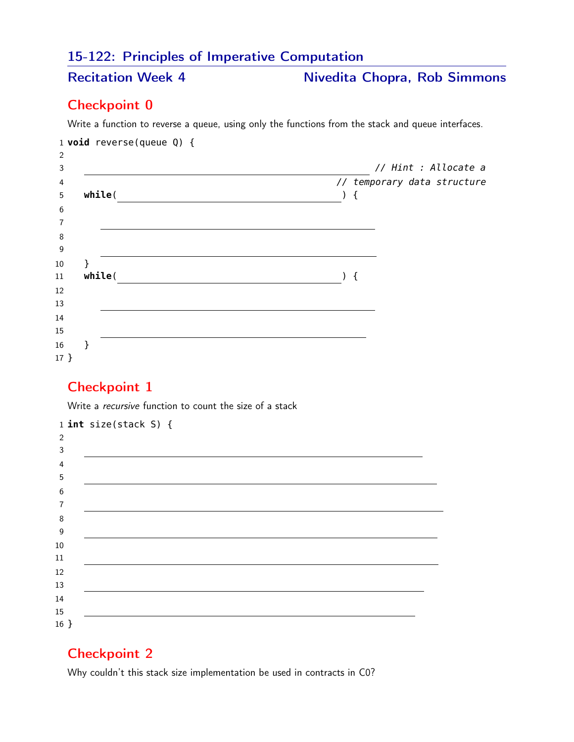# 15-122: Principles of Imperative Computation

## Recitation Week 4 — Nivedita Chopra, Rob Simmons

## Checkpoint 0

Write a function to reverse a queue, using only the functions from the stack and queue interfaces.

```
1  void reverse(queue Q) {
2
3      ________________________________________ // Hint : Allocate a
4                                               // temporary data structure
5      while(_______________________________) {
6
7          ______________________________________
8
9          ______________________________________
10     }
11     while(_______________________________) {
12
13         ______________________________________
14
15         ______________________________________
16     }
17 }
```

## Checkpoint 1

Write a *recursive* function to count the size of a stack

```
1  int size(stack S) {
2
3      ______________________________________________
4
5      ______________________________________________
6
7      ______________________________________________
8
9      ______________________________________________
10
11     ______________________________________________
12
13     ______________________________________________
14
15     ______________________________________________
16 }
```

## Checkpoint 2

Why couldn't this stack size implementation be used in contracts in C0?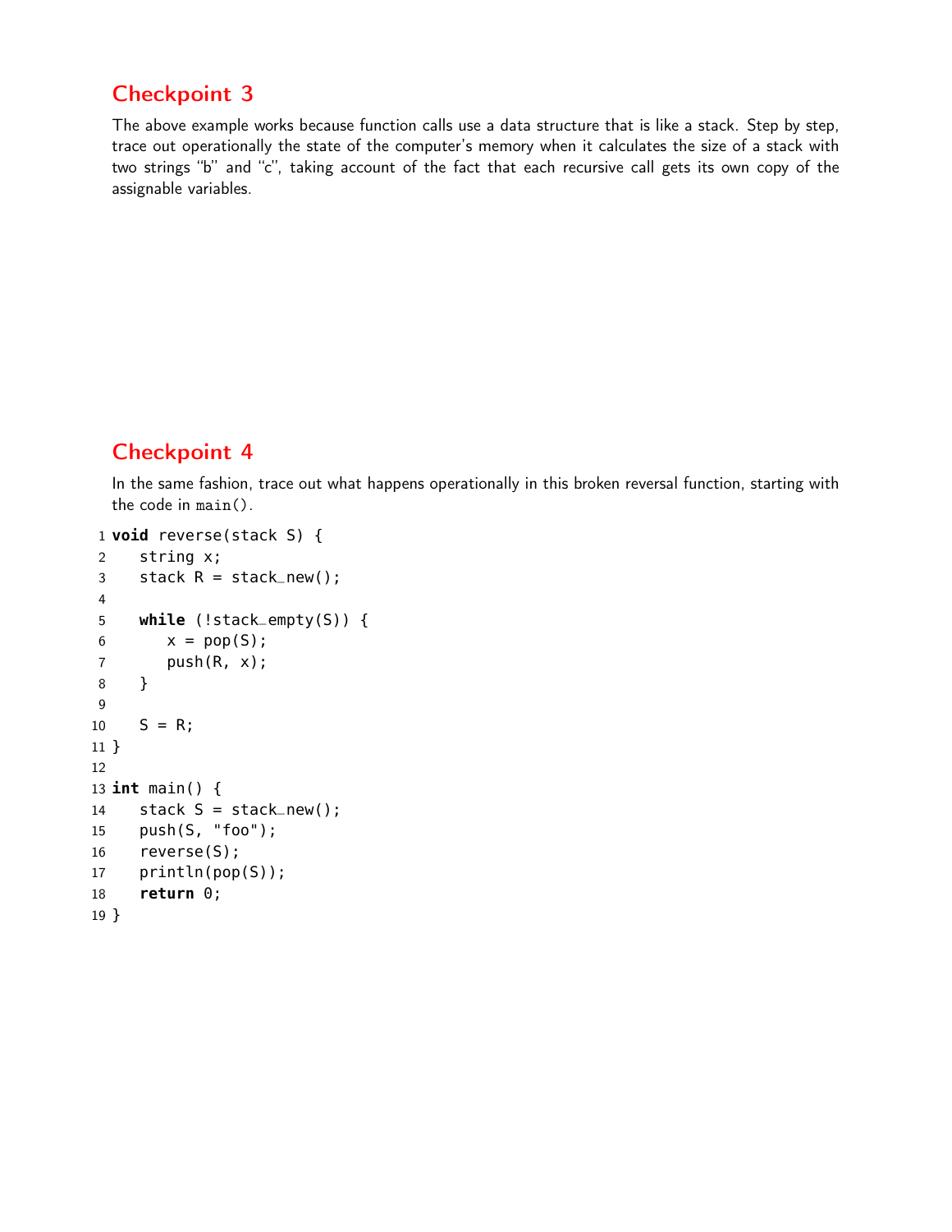## Checkpoint 3

The above example works because function calls use a data structure that is like a stack. Step by step, trace out operationally the state of the computer's memory when it calculates the size of a stack with two strings "b" and "c", taking account of the fact that each recursive call gets its own copy of the assignable variables.

## Checkpoint 4

In the same fashion, trace out what happens operationally in this broken reversal function, starting with the code in `main()`.

```
1  void reverse(stack S) {
2     string x;
3     stack R = stack_new();
4
5     while (!stack_empty(S)) {
6        x = pop(S);
7        push(R, x);
8     }
9
10    S = R;
11 }
12
13 int main() {
14    stack S = stack_new();
15    push(S, "foo");
16    reverse(S);
17    println(pop(S));
18    return 0;
19 }
```